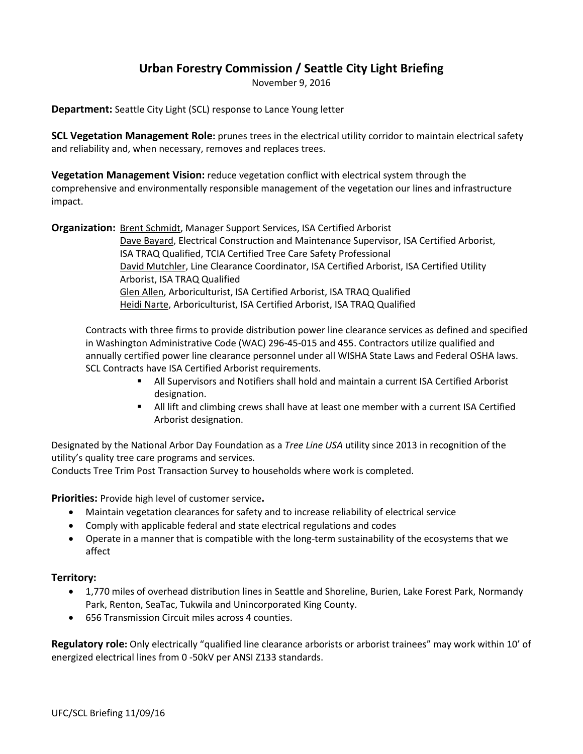# Urban Forestry Commission / Seattle City Light Briefing

November 9, 2016

**Department:** Seattle City Light (SCL) response to Lance Young letter

**SCL Vegetation Management Role:** prunes trees in the electrical utility corridor to maintain electrical safety and reliability and, when necessary, removes and replaces trees.

**Vegetation Management Vision:** reduce vegetation conflict with electrical system through the comprehensive and environmentally responsible management of the vegetation our lines and infrastructure impact.

**Organization:** Brent Schmidt, Manager Support Services, ISA Certified Arborist
Dave Bayard, Electrical Construction and Maintenance Supervisor, ISA Certified Arborist, ISA TRAQ Qualified, TCIA Certified Tree Care Safety Professional
David Mutchler, Line Clearance Coordinator, ISA Certified Arborist, ISA Certified Utility Arborist, ISA TRAQ Qualified
Glen Allen, Arboriculturist, ISA Certified Arborist, ISA TRAQ Qualified
Heidi Narte, Arboriculturist, ISA Certified Arborist, ISA TRAQ Qualified

Contracts with three firms to provide distribution power line clearance services as defined and specified in Washington Administrative Code (WAC) 296-45-015 and 455. Contractors utilize qualified and annually certified power line clearance personnel under all WISHA State Laws and Federal OSHA laws. SCL Contracts have ISA Certified Arborist requirements.

- All Supervisors and Notifiers shall hold and maintain a current ISA Certified Arborist designation.
- All lift and climbing crews shall have at least one member with a current ISA Certified Arborist designation.

Designated by the National Arbor Day Foundation as a *Tree Line USA* utility since 2013 in recognition of the utility's quality tree care programs and services.
Conducts Tree Trim Post Transaction Survey to households where work is completed.

**Priorities:** Provide high level of customer service**.**

- Maintain vegetation clearances for safety and to increase reliability of electrical service
- Comply with applicable federal and state electrical regulations and codes
- Operate in a manner that is compatible with the long-term sustainability of the ecosystems that we affect

**Territory:**

- 1,770 miles of overhead distribution lines in Seattle and Shoreline, Burien, Lake Forest Park, Normandy Park, Renton, SeaTac, Tukwila and Unincorporated King County.
- 656 Transmission Circuit miles across 4 counties.

**Regulatory role:** Only electrically "qualified line clearance arborists or arborist trainees" may work within 10' of energized electrical lines from 0 -50kV per ANSI Z133 standards.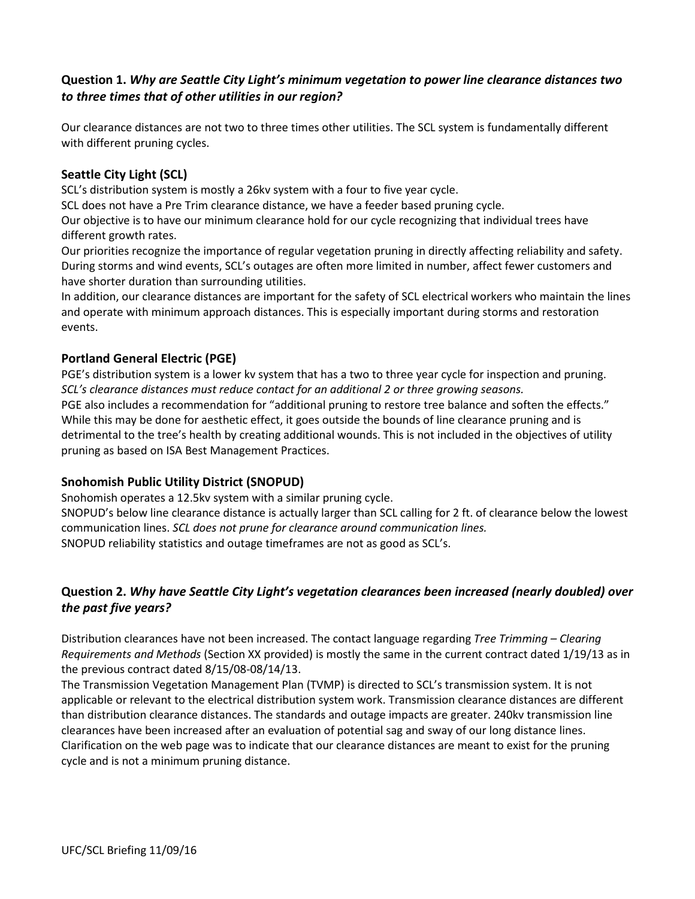## Question 1. *Why are Seattle City Light's minimum vegetation to power line clearance distances two to three times that of other utilities in our region?*

Our clearance distances are not two to three times other utilities. The SCL system is fundamentally different with different pruning cycles.

### Seattle City Light (SCL)

SCL's distribution system is mostly a 26kv system with a four to five year cycle.

SCL does not have a Pre Trim clearance distance, we have a feeder based pruning cycle.

Our objective is to have our minimum clearance hold for our cycle recognizing that individual trees have different growth rates.

Our priorities recognize the importance of regular vegetation pruning in directly affecting reliability and safety. During storms and wind events, SCL's outages are often more limited in number, affect fewer customers and have shorter duration than surrounding utilities.

In addition, our clearance distances are important for the safety of SCL electrical workers who maintain the lines and operate with minimum approach distances. This is especially important during storms and restoration events.

### Portland General Electric (PGE)

PGE's distribution system is a lower kv system that has a two to three year cycle for inspection and pruning. *SCL's clearance distances must reduce contact for an additional 2 or three growing seasons.*

PGE also includes a recommendation for "additional pruning to restore tree balance and soften the effects." While this may be done for aesthetic effect, it goes outside the bounds of line clearance pruning and is detrimental to the tree's health by creating additional wounds. This is not included in the objectives of utility pruning as based on ISA Best Management Practices.

### Snohomish Public Utility District (SNOPUD)

Snohomish operates a 12.5kv system with a similar pruning cycle.

SNOPUD's below line clearance distance is actually larger than SCL calling for 2 ft. of clearance below the lowest communication lines. *SCL does not prune for clearance around communication lines.*

SNOPUD reliability statistics and outage timeframes are not as good as SCL's.

## Question 2. *Why have Seattle City Light's vegetation clearances been increased (nearly doubled) over the past five years?*

Distribution clearances have not been increased. The contact language regarding *Tree Trimming – Clearing Requirements and Methods* (Section XX provided) is mostly the same in the current contract dated 1/19/13 as in the previous contract dated 8/15/08-08/14/13.

The Transmission Vegetation Management Plan (TVMP) is directed to SCL's transmission system. It is not applicable or relevant to the electrical distribution system work. Transmission clearance distances are different than distribution clearance distances. The standards and outage impacts are greater. 240kv transmission line clearances have been increased after an evaluation of potential sag and sway of our long distance lines. Clarification on the web page was to indicate that our clearance distances are meant to exist for the pruning cycle and is not a minimum pruning distance.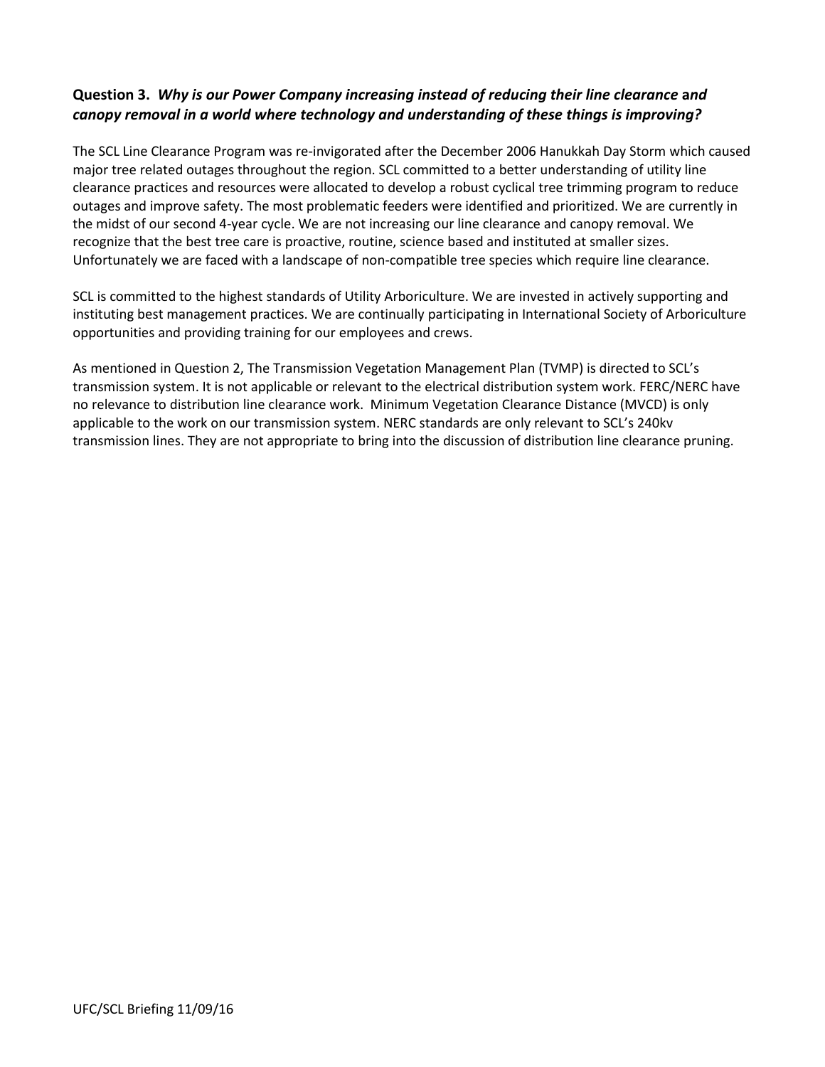**Question 3.** ***Why is our Power Company increasing instead of reducing their line clearance* and *canopy removal in a world where technology and understanding of these things is improving?***

The SCL Line Clearance Program was re-invigorated after the December 2006 Hanukkah Day Storm which caused major tree related outages throughout the region. SCL committed to a better understanding of utility line clearance practices and resources were allocated to develop a robust cyclical tree trimming program to reduce outages and improve safety. The most problematic feeders were identified and prioritized. We are currently in the midst of our second 4-year cycle. We are not increasing our line clearance and canopy removal. We recognize that the best tree care is proactive, routine, science based and instituted at smaller sizes. Unfortunately we are faced with a landscape of non-compatible tree species which require line clearance.

SCL is committed to the highest standards of Utility Arboriculture. We are invested in actively supporting and instituting best management practices. We are continually participating in International Society of Arboriculture opportunities and providing training for our employees and crews.

As mentioned in Question 2, The Transmission Vegetation Management Plan (TVMP) is directed to SCL's transmission system. It is not applicable or relevant to the electrical distribution system work. FERC/NERC have no relevance to distribution line clearance work. Minimum Vegetation Clearance Distance (MVCD) is only applicable to the work on our transmission system. NERC standards are only relevant to SCL's 240kv transmission lines. They are not appropriate to bring into the discussion of distribution line clearance pruning.